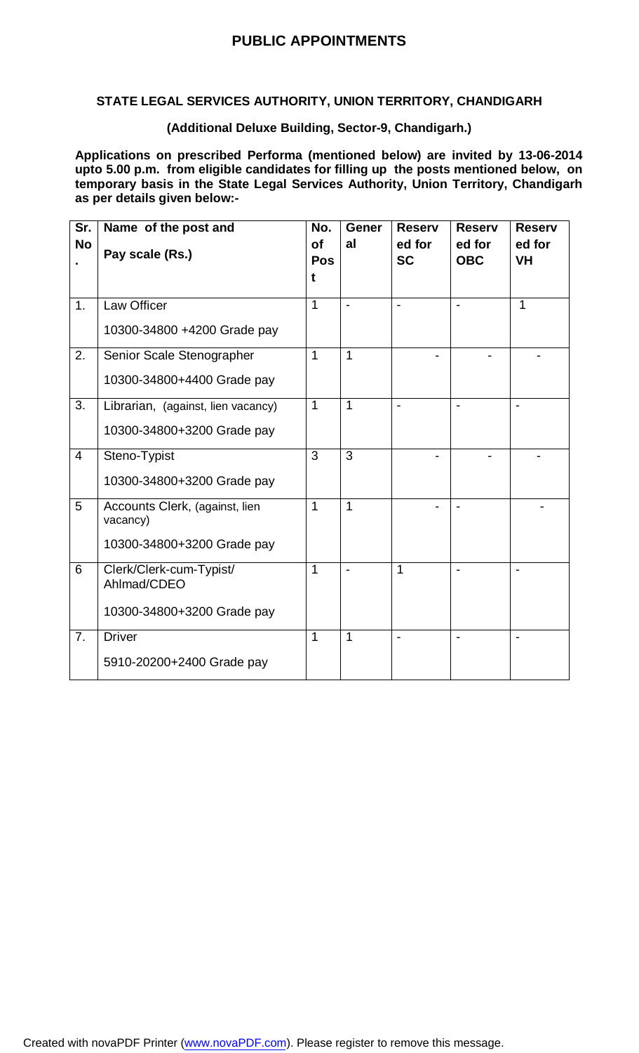# PUBLIC APPOINTMENTS

## STATE LEGAL SERVICES AUTHORITY, UNION TERRITORY, CHANDIGARH

**(Additional Deluxe Building, Sector-9, Chandigarh.)**

**Applications on prescribed Performa (mentioned below) are invited by 13-06-2014 upto 5.00 p.m. from eligible candidates for filling up the posts mentioned below, on temporary basis in the State Legal Services Authority, Union Territory, Chandigarh as per details given below:-**

| Sr. No. | Name of the post and Pay scale (Rs.) | No. of Post | General | Reserved for SC | Reserved for OBC | Reserved for VH |
|---|---|---|---|---|---|---|
| 1. | Law Officer<br>10300-34800 +4200 Grade pay | 1 | - | - | - | 1 |
| 2. | Senior Scale Stenographer<br>10300-34800+4400 Grade pay | 1 | 1 | - | - | - |
| 3. | Librarian, (against, lien vacancy)<br>10300-34800+3200 Grade pay | 1 | 1 | - | - | - |
| 4 | Steno-Typist<br>10300-34800+3200 Grade pay | 3 | 3 | - | - | - |
| 5 | Accounts Clerk, (against, lien vacancy)<br>10300-34800+3200 Grade pay | 1 | 1 | - | - | - |
| 6 | Clerk/Clerk-cum-Typist/ Ahlmad/CDEO<br>10300-34800+3200 Grade pay | 1 | - | 1 | - | - |
| 7. | Driver<br>5910-20200+2400 Grade pay | 1 | 1 | - | - | - |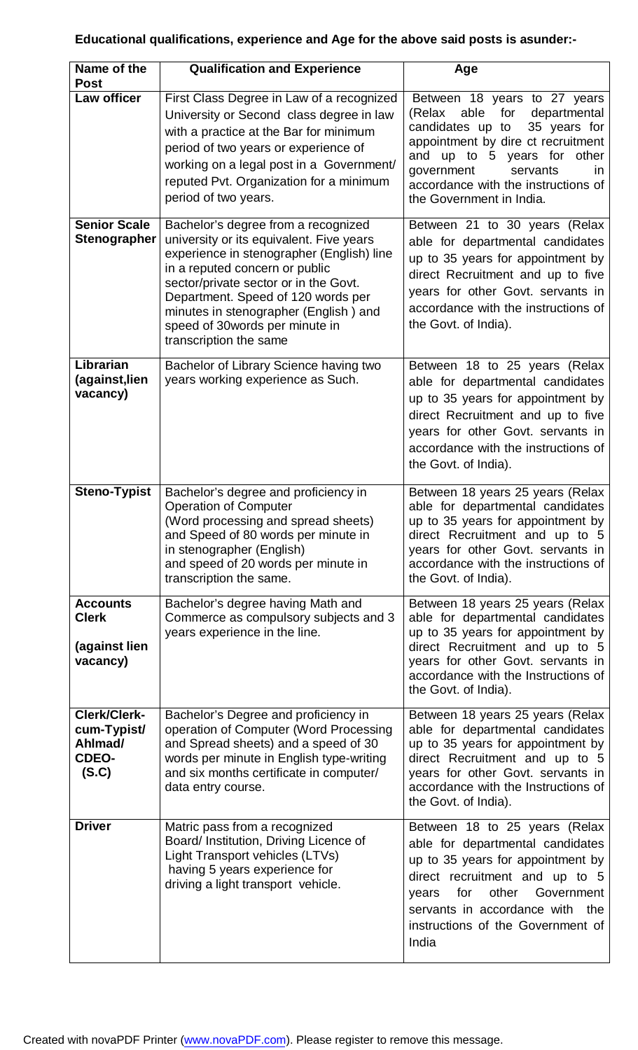**Educational qualifications, experience and Age for the above said posts is asunder:-**

| Name of the Post | Qualification and Experience | Age |
|---|---|---|
| **Law officer** | First Class Degree in Law of a recognized University or Second class degree in law with a practice at the Bar for minimum period of two years or experience of working on a legal post in a Government/ reputed Pvt. Organization for a minimum period of two years. | Between 18 years to 27 years (Relax able for departmental candidates up to 35 years for appointment by dire ct recruitment and up to 5 years for other government servants in accordance with the instructions of the Government in India. |
| **Senior Scale Stenographer** | Bachelor's degree from a recognized university or its equivalent. Five years experience in stenographer (English) line in a reputed concern or public sector/private sector or in the Govt. Department. Speed of 120 words per minutes in stenographer (English ) and speed of 30words per minute in transcription the same | Between 21 to 30 years (Relax able for departmental candidates up to 35 years for appointment by direct Recruitment and up to five years for other Govt. servants in accordance with the instructions of the Govt. of India). |
| **Librarian (against,lien vacancy)** | Bachelor of Library Science having two years working experience as Such. | Between 18 to 25 years (Relax able for departmental candidates up to 35 years for appointment by direct Recruitment and up to five years for other Govt. servants in accordance with the instructions of the Govt. of India). |
| **Steno-Typist** | Bachelor's degree and proficiency in Operation of Computer (Word processing and spread sheets) and Speed of 80 words per minute in in stenographer (English) and speed of 20 words per minute in transcription the same. | Between 18 years 25 years (Relax able for departmental candidates up to 35 years for appointment by direct Recruitment and up to 5 years for other Govt. servants in accordance with the instructions of the Govt. of India). |
| **Accounts Clerk (against lien vacancy)** | Bachelor's degree having Math and Commerce as compulsory subjects and 3 years experience in the line. | Between 18 years 25 years (Relax able for departmental candidates up to 35 years for appointment by direct Recruitment and up to 5 years for other Govt. servants in accordance with the Instructions of the Govt. of India). |
| **Clerk/Clerk-cum-Typist/ Ahlmad/ CDEO- (S.C)** | Bachelor's Degree and proficiency in operation of Computer (Word Processing and Spread sheets) and a speed of 30 words per minute in English type-writing and six months certificate in computer/ data entry course. | Between 18 years 25 years (Relax able for departmental candidates up to 35 years for appointment by direct Recruitment and up to 5 years for other Govt. servants in accordance with the Instructions of the Govt. of India). |
| **Driver** | Matric pass from a recognized Board/ Institution, Driving Licence of Light Transport vehicles (LTVs) having 5 years experience for driving a light transport vehicle. | Between 18 to 25 years (Relax able for departmental candidates up to 35 years for appointment by direct recruitment and up to 5 years for other Government servants in accordance with the instructions of the Government of India |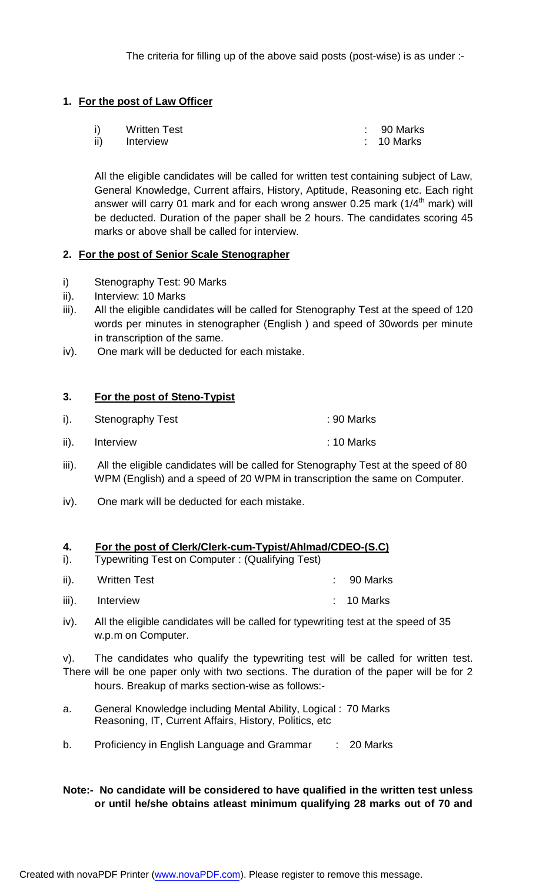The criteria for filling up of the above said posts (post-wise) is as under :-

**1. For the post of Law Officer**

i) Written Test : 90 Marks
ii) Interview : 10 Marks

All the eligible candidates will be called for written test containing subject of Law, General Knowledge, Current affairs, History, Aptitude, Reasoning etc. Each right answer will carry 01 mark and for each wrong answer 0.25 mark (1/4th mark) will be deducted. Duration of the paper shall be 2 hours. The candidates scoring 45 marks or above shall be called for interview.

**2. For the post of Senior Scale Stenographer**

i) Stenography Test: 90 Marks
ii). Interview: 10 Marks
iii). All the eligible candidates will be called for Stenography Test at the speed of 120 words per minutes in stenographer (English ) and speed of 30words per minute in transcription of the same.
iv). One mark will be deducted for each mistake.

**3. For the post of Steno-Typist**

i). Stenography Test : 90 Marks
ii). Interview : 10 Marks
iii). All the eligible candidates will be called for Stenography Test at the speed of 80 WPM (English) and a speed of 20 WPM in transcription the same on Computer.
iv). One mark will be deducted for each mistake.

**4. For the post of Clerk/Clerk-cum-Typist/Ahlmad/CDEO-(S.C)**

i). Typewriting Test on Computer : (Qualifying Test)
ii). Written Test : 90 Marks
iii). Interview : 10 Marks
iv). All the eligible candidates will be called for typewriting test at the speed of 35 w.p.m on Computer.
v). The candidates who qualify the typewriting test will be called for written test. There will be one paper only with two sections. The duration of the paper will be for 2 hours. Breakup of marks section-wise as follows:-

a. General Knowledge including Mental Ability, Logical Reasoning, IT, Current Affairs, History, Politics, etc : 70 Marks

b. Proficiency in English Language and Grammar : 20 Marks

**Note:- No candidate will be considered to have qualified in the written test unless or until he/she obtains atleast minimum qualifying 28 marks out of 70 and**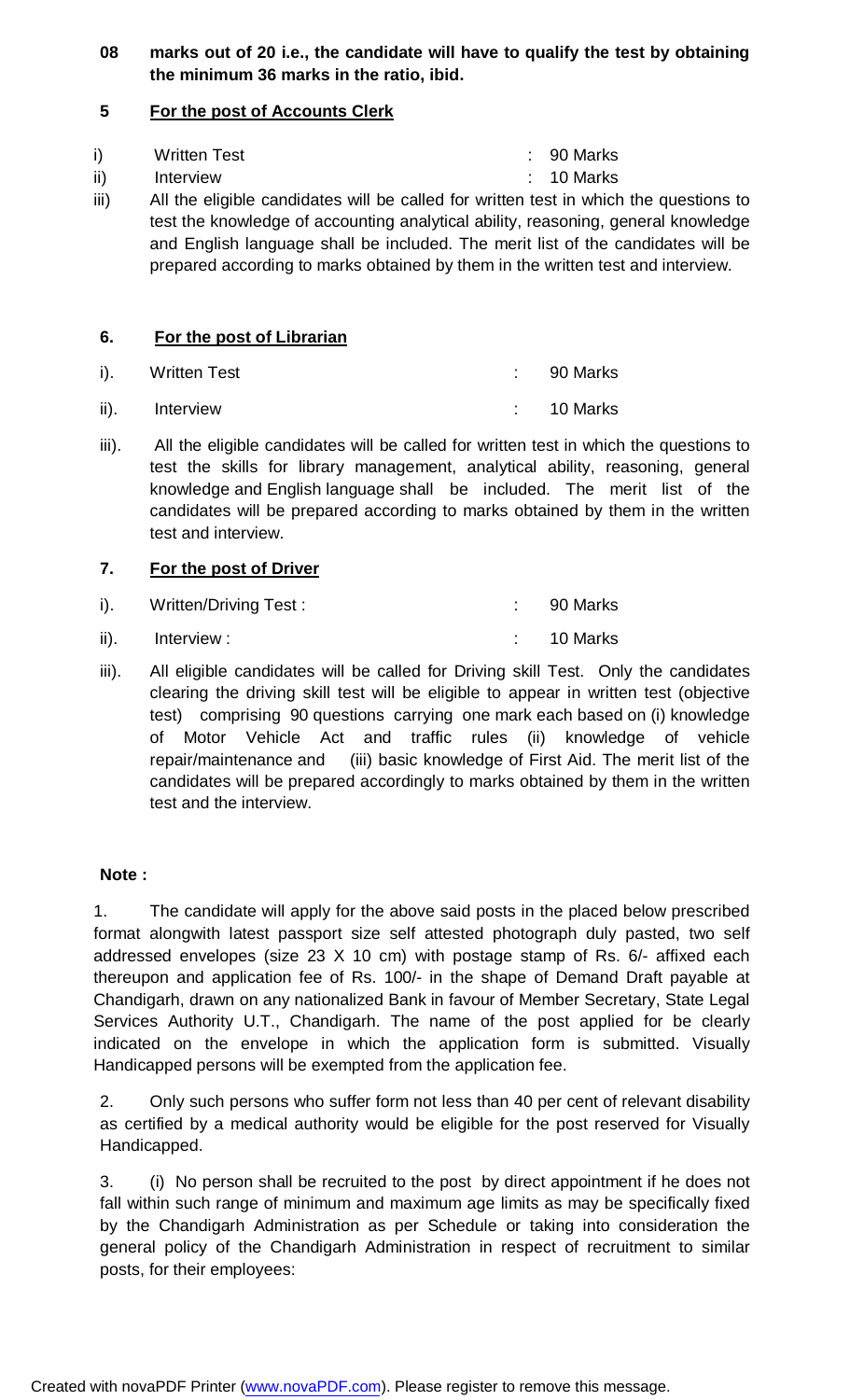**08 marks out of 20 i.e., the candidate will have to qualify the test by obtaining the minimum 36 marks in the ratio, ibid.**

**5 For the post of Accounts Clerk**

i) Written Test : 90 Marks

ii) Interview : 10 Marks

iii) All the eligible candidates will be called for written test in which the questions to test the knowledge of accounting analytical ability, reasoning, general knowledge and English language shall be included. The merit list of the candidates will be prepared according to marks obtained by them in the written test and interview.

**6. For the post of Librarian**

i). Written Test : 90 Marks

ii). Interview : 10 Marks

iii). All the eligible candidates will be called for written test in which the questions to test the skills for library management, analytical ability, reasoning, general knowledge and English language shall be included. The merit list of the candidates will be prepared according to marks obtained by them in the written test and interview.

**7. For the post of Driver**

i). Written/Driving Test : : 90 Marks

ii). Interview : : 10 Marks

iii). All eligible candidates will be called for Driving skill Test. Only the candidates clearing the driving skill test will be eligible to appear in written test (objective test) comprising 90 questions carrying one mark each based on (i) knowledge of Motor Vehicle Act and traffic rules (ii) knowledge of vehicle repair/maintenance and (iii) basic knowledge of First Aid. The merit list of the candidates will be prepared accordingly to marks obtained by them in the written test and the interview.

**Note :**

1. The candidate will apply for the above said posts in the placed below prescribed format alongwith latest passport size self attested photograph duly pasted, two self addressed envelopes (size 23 X 10 cm) with postage stamp of Rs. 6/- affixed each thereupon and application fee of Rs. 100/- in the shape of Demand Draft payable at Chandigarh, drawn on any nationalized Bank in favour of Member Secretary, State Legal Services Authority U.T., Chandigarh. The name of the post applied for be clearly indicated on the envelope in which the application form is submitted. Visually Handicapped persons will be exempted from the application fee.

2. Only such persons who suffer form not less than 40 per cent of relevant disability as certified by a medical authority would be eligible for the post reserved for Visually Handicapped.

3. (i) No person shall be recruited to the post by direct appointment if he does not fall within such range of minimum and maximum age limits as may be specifically fixed by the Chandigarh Administration as per Schedule or taking into consideration the general policy of the Chandigarh Administration in respect of recruitment to similar posts, for their employees: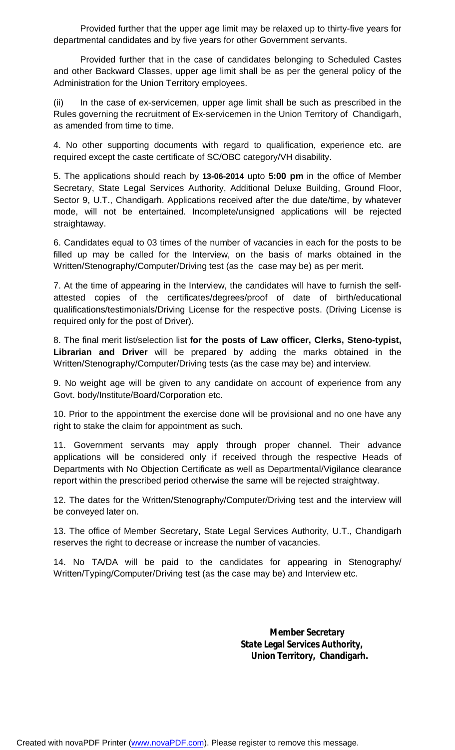Provided further that the upper age limit may be relaxed up to thirty-five years for departmental candidates and by five years for other Government servants.

Provided further that in the case of candidates belonging to Scheduled Castes and other Backward Classes, upper age limit shall be as per the general policy of the Administration for the Union Territory employees.

(ii) In the case of ex-servicemen, upper age limit shall be such as prescribed in the Rules governing the recruitment of Ex-servicemen in the Union Territory of Chandigarh, as amended from time to time.

4. No other supporting documents with regard to qualification, experience etc. are required except the caste certificate of SC/OBC category/VH disability.

5. The applications should reach by **13-06-2014** upto **5:00 pm** in the office of Member Secretary, State Legal Services Authority, Additional Deluxe Building, Ground Floor, Sector 9, U.T., Chandigarh. Applications received after the due date/time, by whatever mode, will not be entertained. Incomplete/unsigned applications will be rejected straightaway.

6. Candidates equal to 03 times of the number of vacancies in each for the posts to be filled up may be called for the Interview, on the basis of marks obtained in the Written/Stenography/Computer/Driving test (as the case may be) as per merit.

7. At the time of appearing in the Interview, the candidates will have to furnish the self-attested copies of the certificates/degrees/proof of date of birth/educational qualifications/testimonials/Driving License for the respective posts. (Driving License is required only for the post of Driver).

8. The final merit list/selection list **for the posts of Law officer, Clerks, Steno-typist, Librarian and Driver** will be prepared by adding the marks obtained in the Written/Stenography/Computer/Driving tests (as the case may be) and interview.

9. No weight age will be given to any candidate on account of experience from any Govt. body/Institute/Board/Corporation etc.

10. Prior to the appointment the exercise done will be provisional and no one have any right to stake the claim for appointment as such.

11. Government servants may apply through proper channel. Their advance applications will be considered only if received through the respective Heads of Departments with No Objection Certificate as well as Departmental/Vigilance clearance report within the prescribed period otherwise the same will be rejected straightway.

12. The dates for the Written/Stenography/Computer/Driving test and the interview will be conveyed later on.

13. The office of Member Secretary, State Legal Services Authority, U.T., Chandigarh reserves the right to decrease or increase the number of vacancies.

14. No TA/DA will be paid to the candidates for appearing in Stenography/ Written/Typing/Computer/Driving test (as the case may be) and Interview etc.

**Member Secretary**
**State Legal Services Authority,**
**Union Territory, Chandigarh.**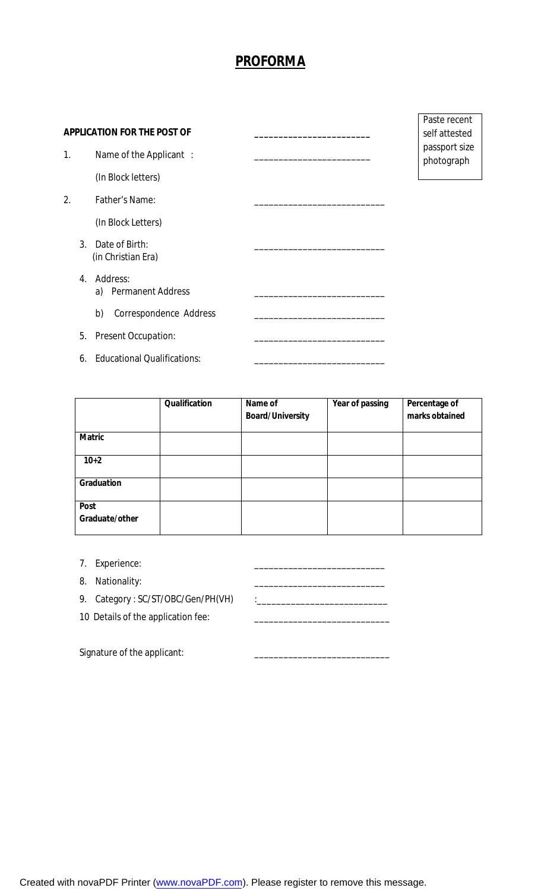# PROFORMA

Paste recent self attested passport size photograph

**APPLICATION FOR THE POST OF** ______________________

1. Name of the Applicant : ______________________

   (In Block letters)

2. Father's Name: ______________________

   (In Block Letters)

3. Date of Birth: ______________________

   (in Christian Era)

4. Address:

   a) Permanent Address ______________________

   b) Correspondence Address ______________________

5. Present Occupation: ______________________

6. Educational Qualifications: ______________________

| | Qualification | Name of Board/University | Year of passing | Percentage of marks obtained |
|---|---|---|---|---|
| **Matric** | | | | |
| **10+2** | | | | |
| **Graduation** | | | | |
| **Post Graduate/other** | | | | |

7. Experience: ______________________
8. Nationality: ______________________
9. Category : SC/ST/OBC/Gen/PH(VH) :______________________
10. Details of the application fee: ______________________

Signature of the applicant: ______________________

Created with novaPDF Printer (www.novaPDF.com). Please register to remove this message.